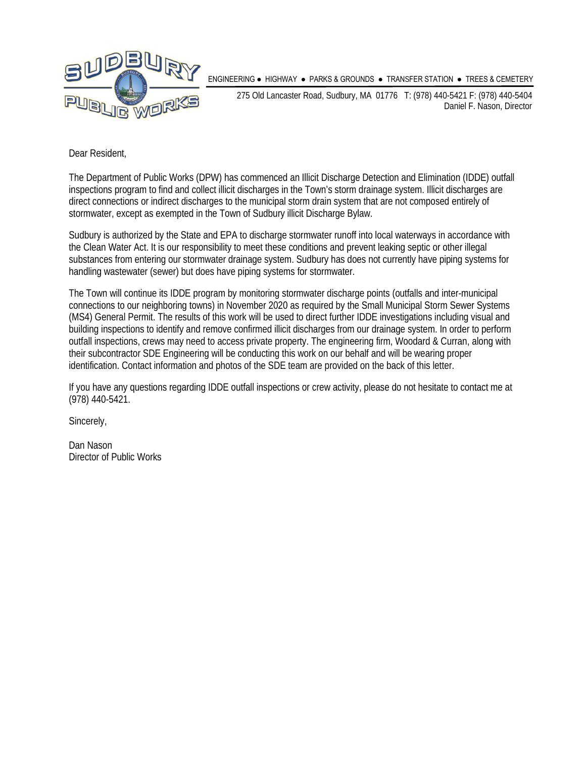ENGINEERING ● HIGHWAY ● PARKS & GROUNDS ● TRANSFER STATION ● TREES & CEMETERY

275 Old Lancaster Road, Sudbury, MA 01776 T: (978) 440-5421 F: (978) 440-5404
Daniel F. Nason, Director

Dear Resident,

The Department of Public Works (DPW) has commenced an Illicit Discharge Detection and Elimination (IDDE) outfall inspections program to find and collect illicit discharges in the Town's storm drainage system. Illicit discharges are direct connections or indirect discharges to the municipal storm drain system that are not composed entirely of stormwater, except as exempted in the Town of Sudbury illicit Discharge Bylaw.

Sudbury is authorized by the State and EPA to discharge stormwater runoff into local waterways in accordance with the Clean Water Act. It is our responsibility to meet these conditions and prevent leaking septic or other illegal substances from entering our stormwater drainage system. Sudbury has does not currently have piping systems for handling wastewater (sewer) but does have piping systems for stormwater.

The Town will continue its IDDE program by monitoring stormwater discharge points (outfalls and inter-municipal connections to our neighboring towns) in November 2020 as required by the Small Municipal Storm Sewer Systems (MS4) General Permit. The results of this work will be used to direct further IDDE investigations including visual and building inspections to identify and remove confirmed illicit discharges from our drainage system. In order to perform outfall inspections, crews may need to access private property. The engineering firm, Woodard & Curran, along with their subcontractor SDE Engineering will be conducting this work on our behalf and will be wearing proper identification. Contact information and photos of the SDE team are provided on the back of this letter.

If you have any questions regarding IDDE outfall inspections or crew activity, please do not hesitate to contact me at (978) 440-5421.

Sincerely,

Dan Nason
Director of Public Works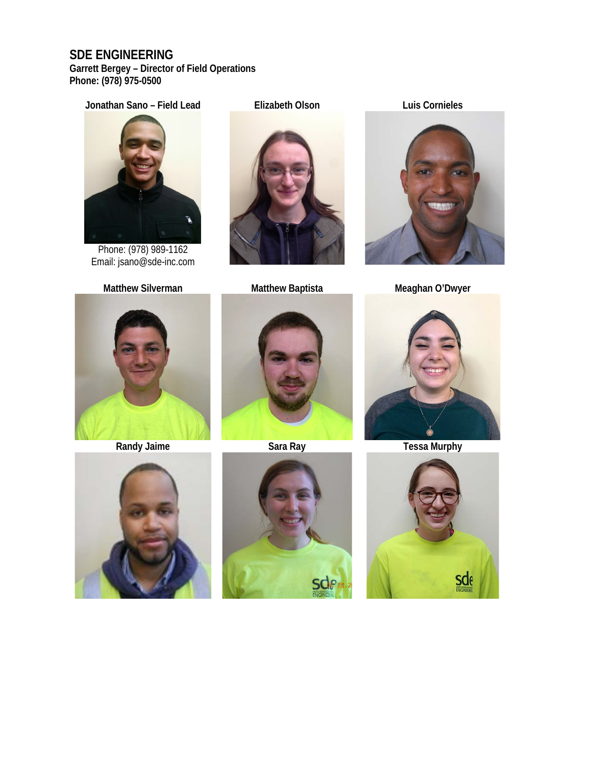## SDE ENGINEERING

**Garrett Bergey – Director of Field Operations**
**Phone: (978) 975-0500**

**Jonathan Sano – Field Lead**

Phone: (978) 989-1162
Email: jsano@sde-inc.com

**Elizabeth Olson**

**Luis Cornieles**

**Matthew Silverman**

**Matthew Baptista**

**Meaghan O'Dwyer**

**Randy Jaime**

**Sara Ray**

**Tessa Murphy**